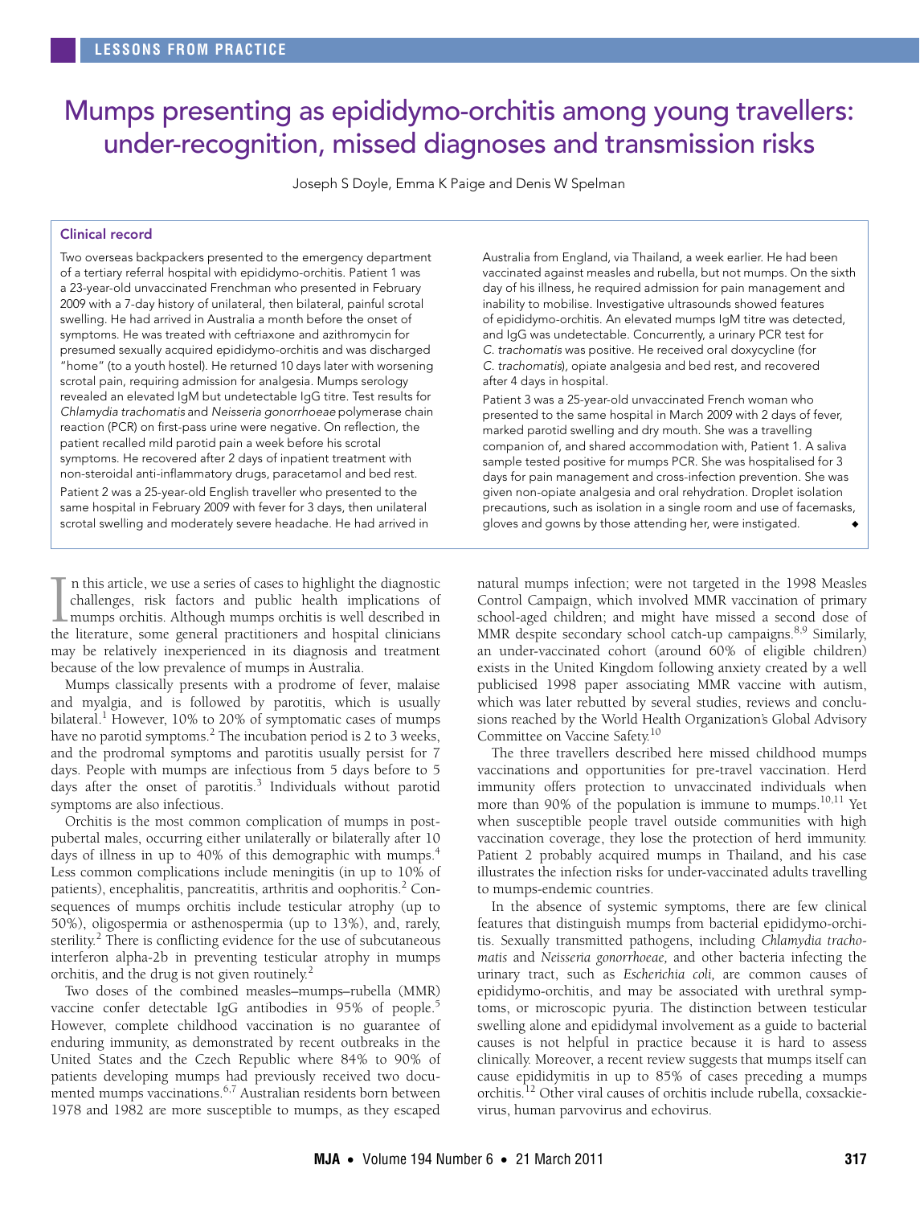LESSONS FROM PRACTICE

# Mumps presenting as epididymo-orchitis among young travellers: under-recognition, missed diagnoses and transmission risks

Joseph S Doyle, Emma K Paige and Denis W Spelman

## Clinical record

Two overseas backpackers presented to the emergency department of a tertiary referral hospital with epididymo-orchitis. Patient 1 was a 23-year-old unvaccinated Frenchman who presented in February 2009 with a 7-day history of unilateral, then bilateral, painful scrotal swelling. He had arrived in Australia a month before the onset of symptoms. He was treated with ceftriaxone and azithromycin for presumed sexually acquired epididymo-orchitis and was discharged "home" (to a youth hostel). He returned 10 days later with worsening scrotal pain, requiring admission for analgesia. Mumps serology revealed an elevated IgM but undetectable IgG titre. Test results for *Chlamydia trachomatis* and *Neisseria gonorrhoeae* polymerase chain reaction (PCR) on first-pass urine were negative. On reflection, the patient recalled mild parotid pain a week before his scrotal symptoms. He recovered after 2 days of inpatient treatment with non-steroidal anti-inflammatory drugs, paracetamol and bed rest.

Patient 2 was a 25-year-old English traveller who presented to the same hospital in February 2009 with fever for 3 days, then unilateral scrotal swelling and moderately severe headache. He had arrived in Australia from England, via Thailand, a week earlier. He had been vaccinated against measles and rubella, but not mumps. On the sixth day of his illness, he required admission for pain management and inability to mobilise. Investigative ultrasounds showed features of epididymo-orchitis. An elevated mumps IgM titre was detected, and IgG was undetectable. Concurrently, a urinary PCR test for *C. trachomatis* was positive. He received oral doxycycline (for *C. trachomatis*), opiate analgesia and bed rest, and recovered after 4 days in hospital.

Patient 3 was a 25-year-old unvaccinated French woman who presented to the same hospital in March 2009 with 2 days of fever, marked parotid swelling and dry mouth. She was a travelling companion of, and shared accommodation with, Patient 1. A saliva sample tested positive for mumps PCR. She was hospitalised for 3 days for pain management and cross-infection prevention. She was given non-opiate analgesia and oral rehydration. Droplet isolation precautions, such as isolation in a single room and use of facemasks, gloves and gowns by those attending her, were instigated. ◆

In this article, we use a series of cases to highlight the diagnostic challenges, risk factors and public health implications of mumps orchitis. Although mumps orchitis is well described in the literature, some general practitioners and hospital clinicians may be relatively inexperienced in its diagnosis and treatment because of the low prevalence of mumps in Australia.

Mumps classically presents with a prodrome of fever, malaise and myalgia, and is followed by parotitis, which is usually bilateral.[1] However, 10% to 20% of symptomatic cases of mumps have no parotid symptoms.[2] The incubation period is 2 to 3 weeks, and the prodromal symptoms and parotitis usually persist for 7 days. People with mumps are infectious from 5 days before to 5 days after the onset of parotitis.[3] Individuals without parotid symptoms are also infectious.

Orchitis is the most common complication of mumps in post-pubertal males, occurring either unilaterally or bilaterally after 10 days of illness in up to 40% of this demographic with mumps.[4] Less common complications include meningitis (in up to 10% of patients), encephalitis, pancreatitis, arthritis and oophoritis.[2] Consequences of mumps orchitis include testicular atrophy (up to 50%), oligospermia or asthenospermia (up to 13%), and, rarely, sterility.[2] There is conflicting evidence for the use of subcutaneous interferon alpha-2b in preventing testicular atrophy in mumps orchitis, and the drug is not given routinely.[2]

Two doses of the combined measles–mumps–rubella (MMR) vaccine confer detectable IgG antibodies in 95% of people.[5] However, complete childhood vaccination is no guarantee of enduring immunity, as demonstrated by recent outbreaks in the United States and the Czech Republic where 84% to 90% of patients developing mumps had previously received two documented mumps vaccinations.[6,7] Australian residents born between 1978 and 1982 are more susceptible to mumps, as they escaped natural mumps infection; were not targeted in the 1998 Measles Control Campaign, which involved MMR vaccination of primary school-aged children; and might have missed a second dose of MMR despite secondary school catch-up campaigns.[8,9] Similarly, an under-vaccinated cohort (around 60% of eligible children) exists in the United Kingdom following anxiety created by a well publicised 1998 paper associating MMR vaccine with autism, which was later rebutted by several studies, reviews and conclusions reached by the World Health Organization's Global Advisory Committee on Vaccine Safety.[10]

The three travellers described here missed childhood mumps vaccinations and opportunities for pre-travel vaccination. Herd immunity offers protection to unvaccinated individuals when more than 90% of the population is immune to mumps.[10,11] Yet when susceptible people travel outside communities with high vaccination coverage, they lose the protection of herd immunity. Patient 2 probably acquired mumps in Thailand, and his case illustrates the infection risks for under-vaccinated adults travelling to mumps-endemic countries.

In the absence of systemic symptoms, there are few clinical features that distinguish mumps from bacterial epididymo-orchitis. Sexually transmitted pathogens, including *Chlamydia trachomatis* and *Neisseria gonorrhoeae,* and other bacteria infecting the urinary tract, such as *Escherichia coli,* are common causes of epididymo-orchitis, and may be associated with urethral symptoms, or microscopic pyuria. The distinction between testicular swelling alone and epididymal involvement as a guide to bacterial causes is not helpful in practice because it is hard to assess clinically. Moreover, a recent review suggests that mumps itself can cause epididymitis in up to 85% of cases preceding a mumps orchitis.[12] Other viral causes of orchitis include rubella, coxsackievirus, human parvovirus and echovirus.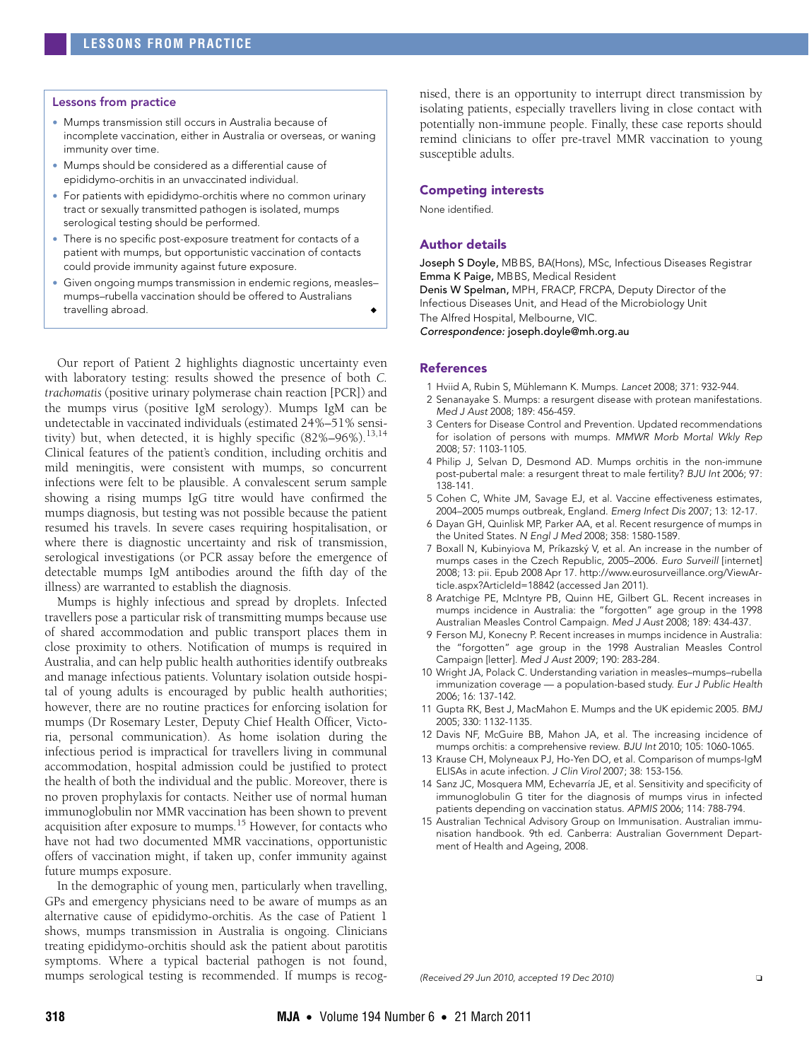## Lessons from practice

- Mumps transmission still occurs in Australia because of incomplete vaccination, either in Australia or overseas, or waning immunity over time.
- Mumps should be considered as a differential cause of epididymo-orchitis in an unvaccinated individual.
- For patients with epididymo-orchitis where no common urinary tract or sexually transmitted pathogen is isolated, mumps serological testing should be performed.
- There is no specific post-exposure treatment for contacts of a patient with mumps, but opportunistic vaccination of contacts could provide immunity against future exposure.
- Given ongoing mumps transmission in endemic regions, measles–mumps–rubella vaccination should be offered to Australians travelling abroad. ◆

Our report of Patient 2 highlights diagnostic uncertainty even with laboratory testing: results showed the presence of both *C. trachomatis* (positive urinary polymerase chain reaction [PCR]) and the mumps virus (positive IgM serology). Mumps IgM can be undetectable in vaccinated individuals (estimated 24%–51% sensitivity) but, when detected, it is highly specific (82%–96%).[13,14] Clinical features of the patient's condition, including orchitis and mild meningitis, were consistent with mumps, so concurrent infections were felt to be plausible. A convalescent serum sample showing a rising mumps IgG titre would have confirmed the mumps diagnosis, but testing was not possible because the patient resumed his travels. In severe cases requiring hospitalisation, or where there is diagnostic uncertainty and risk of transmission, serological investigations (or PCR assay before the emergence of detectable mumps IgM antibodies around the fifth day of the illness) are warranted to establish the diagnosis.

Mumps is highly infectious and spread by droplets. Infected travellers pose a particular risk of transmitting mumps because use of shared accommodation and public transport places them in close proximity to others. Notification of mumps is required in Australia, and can help public health authorities identify outbreaks and manage infectious patients. Voluntary isolation outside hospital of young adults is encouraged by public health authorities; however, there are no routine practices for enforcing isolation for mumps (Dr Rosemary Lester, Deputy Chief Health Officer, Victoria, personal communication). As home isolation during the infectious period is impractical for travellers living in communal accommodation, hospital admission could be justified to protect the health of both the individual and the public. Moreover, there is no proven prophylaxis for contacts. Neither use of normal human immunoglobulin nor MMR vaccination has been shown to prevent acquisition after exposure to mumps.[15] However, for contacts who have not had two documented MMR vaccinations, opportunistic offers of vaccination might, if taken up, confer immunity against future mumps exposure.

In the demographic of young men, particularly when travelling, GPs and emergency physicians need to be aware of mumps as an alternative cause of epididymo-orchitis. As the case of Patient 1 shows, mumps transmission in Australia is ongoing. Clinicians treating epididymo-orchitis should ask the patient about parotitis symptoms. Where a typical bacterial pathogen is not found, mumps serological testing is recommended. If mumps is recognised, there is an opportunity to interrupt direct transmission by isolating patients, especially travellers living in close contact with potentially non-immune people. Finally, these case reports should remind clinicians to offer pre-travel MMR vaccination to young susceptible adults.

## Competing interests

None identified.

## Author details

**Joseph S Doyle,** MBBS, BA(Hons), MSc, Infectious Diseases Registrar
**Emma K Paige,** MBBS, Medical Resident
**Denis W Spelman,** MPH, FRACP, FRCPA, Deputy Director of the Infectious Diseases Unit, and Head of the Microbiology Unit
The Alfred Hospital, Melbourne, VIC.
*Correspondence:* joseph.doyle@mh.org.au

## References

1 Hviid A, Rubin S, Mühlemann K. Mumps. *Lancet* 2008; 371: 932-944.
2 Senanayake S. Mumps: a resurgent disease with protean manifestations. *Med J Aust* 2008; 189: 456-459.
3 Centers for Disease Control and Prevention. Updated recommendations for isolation of persons with mumps. *MMWR Morb Mortal Wkly Rep* 2008; 57: 1103-1105.
4 Philip J, Selvan D, Desmond AD. Mumps orchitis in the non-immune post-pubertal male: a resurgent threat to male fertility? *BJU Int* 2006; 97: 138-141.
5 Cohen C, White JM, Savage EJ, et al. Vaccine effectiveness estimates, 2004–2005 mumps outbreak, England. *Emerg Infect Dis* 2007; 13: 12-17.
6 Dayan GH, Quinlisk MP, Parker AA, et al. Recent resurgence of mumps in the United States. *N Engl J Med* 2008; 358: 1580-1589.
7 Boxall N, Kubinyiova M, Príkazský V, et al. An increase in the number of mumps cases in the Czech Republic, 2005–2006. *Euro Surveill* [internet] 2008; 13: pii. Epub 2008 Apr 17. http://www.eurosurveillance.org/ViewArticle.aspx?ArticleId=18842 (accessed Jan 2011).
8 Aratchige PE, McIntyre PB, Quinn HE, Gilbert GL. Recent increases in mumps incidence in Australia: the "forgotten" age group in the 1998 Australian Measles Control Campaign. *Med J Aust* 2008; 189: 434-437.
9 Ferson MJ, Konecny P. Recent increases in mumps incidence in Australia: the "forgotten" age group in the 1998 Australian Measles Control Campaign [letter]. *Med J Aust* 2009; 190: 283-284.
10 Wright JA, Polack C. Understanding variation in measles–mumps–rubella immunization coverage — a population-based study. *Eur J Public Health* 2006; 16: 137-142.
11 Gupta RK, Best J, MacMahon E. Mumps and the UK epidemic 2005. *BMJ* 2005; 330: 1132-1135.
12 Davis NF, McGuire BB, Mahon JA, et al. The increasing incidence of mumps orchitis: a comprehensive review. *BJU Int* 2010; 105: 1060-1065.
13 Krause CH, Molyneaux PJ, Ho-Yen DO, et al. Comparison of mumps-IgM ELISAs in acute infection. *J Clin Virol* 2007; 38: 153-156.
14 Sanz JC, Mosquera MM, Echevarría JE, et al. Sensitivity and specificity of immunoglobulin G titer for the diagnosis of mumps virus in infected patients depending on vaccination status. *APMIS* 2006; 114: 788-794.
15 Australian Technical Advisory Group on Immunisation. Australian immunisation handbook. 9th ed. Canberra: Australian Government Department of Health and Ageing, 2008.

*(Received 29 Jun 2010, accepted 19 Dec 2010)* ❑